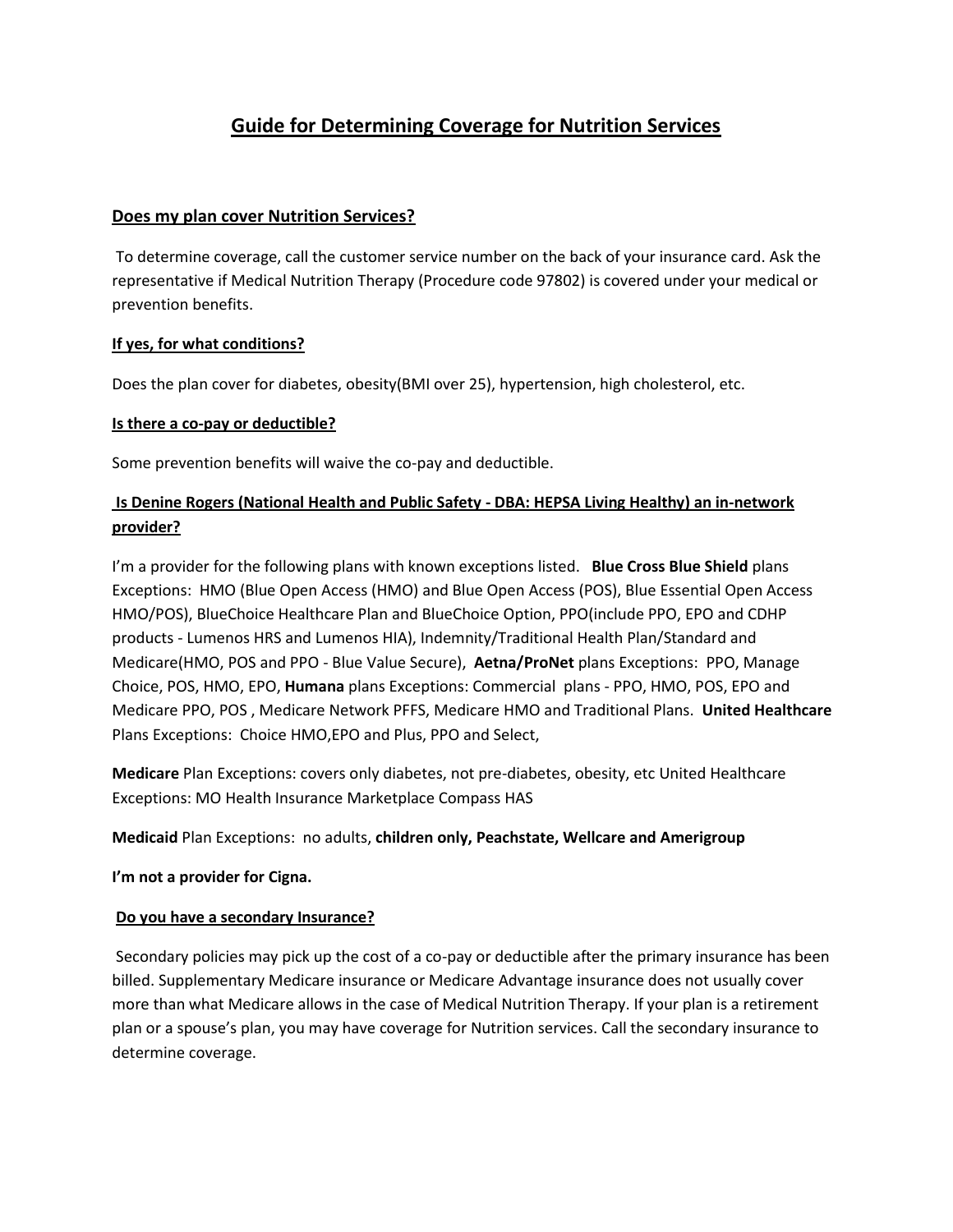# Guide for Determining Coverage for Nutrition Services

## Does my plan cover Nutrition Services?

To determine coverage, call the customer service number on the back of your insurance card. Ask the representative if Medical Nutrition Therapy (Procedure code 97802) is covered under your medical or prevention benefits.

### If yes, for what conditions?

Does the plan cover for diabetes, obesity(BMI over 25), hypertension, high cholesterol, etc.

### Is there a co-pay or deductible?

Some prevention benefits will waive the co-pay and deductible.

### Is Denine Rogers (National Health and Public Safety - DBA: HEPSA Living Healthy) an in-network provider?

I'm a provider for the following plans with known exceptions listed. **Blue Cross Blue Shield** plans Exceptions: HMO (Blue Open Access (HMO) and Blue Open Access (POS), Blue Essential Open Access HMO/POS), BlueChoice Healthcare Plan and BlueChoice Option, PPO(include PPO, EPO and CDHP products - Lumenos HRS and Lumenos HIA), Indemnity/Traditional Health Plan/Standard and Medicare(HMO, POS and PPO - Blue Value Secure), **Aetna/ProNet** plans Exceptions: PPO, Manage Choice, POS, HMO, EPO, **Humana** plans Exceptions: Commercial plans - PPO, HMO, POS, EPO and Medicare PPO, POS , Medicare Network PFFS, Medicare HMO and Traditional Plans. **United Healthcare** Plans Exceptions: Choice HMO,EPO and Plus, PPO and Select,

**Medicare** Plan Exceptions: covers only diabetes, not pre-diabetes, obesity, etc United Healthcare Exceptions: MO Health Insurance Marketplace Compass HAS

**Medicaid** Plan Exceptions: no adults, **children only, Peachstate, Wellcare and Amerigroup**

**I'm not a provider for Cigna.**

### Do you have a secondary Insurance?

Secondary policies may pick up the cost of a co-pay or deductible after the primary insurance has been billed. Supplementary Medicare insurance or Medicare Advantage insurance does not usually cover more than what Medicare allows in the case of Medical Nutrition Therapy. If your plan is a retirement plan or a spouse's plan, you may have coverage for Nutrition services. Call the secondary insurance to determine coverage.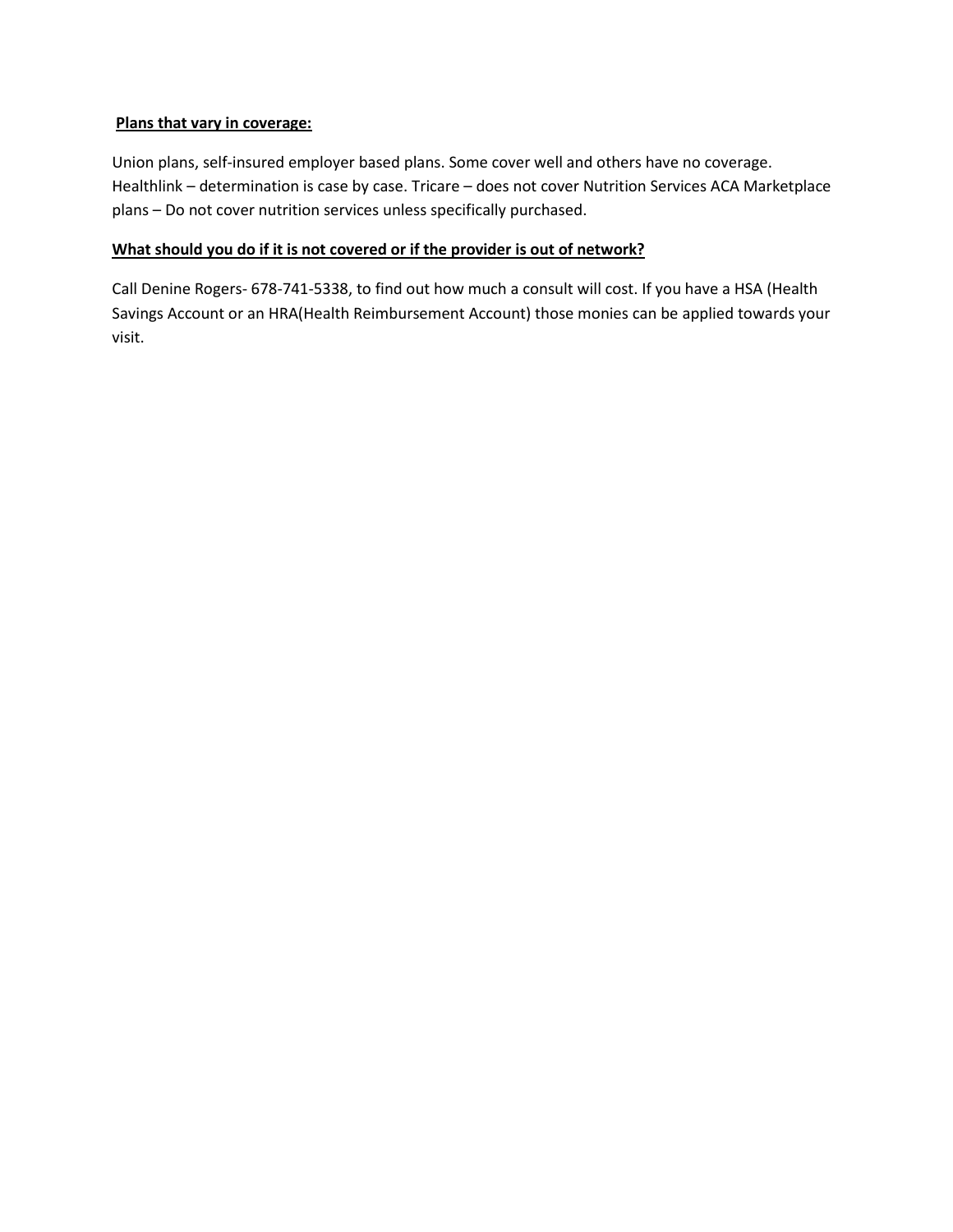**Plans that vary in coverage:**

Union plans, self-insured employer based plans. Some cover well and others have no coverage. Healthlink – determination is case by case. Tricare – does not cover Nutrition Services ACA Marketplace plans – Do not cover nutrition services unless specifically purchased.

**What should you do if it is not covered or if the provider is out of network?**

Call Denine Rogers- 678-741-5338, to find out how much a consult will cost. If you have a HSA (Health Savings Account or an HRA(Health Reimbursement Account) those monies can be applied towards your visit.